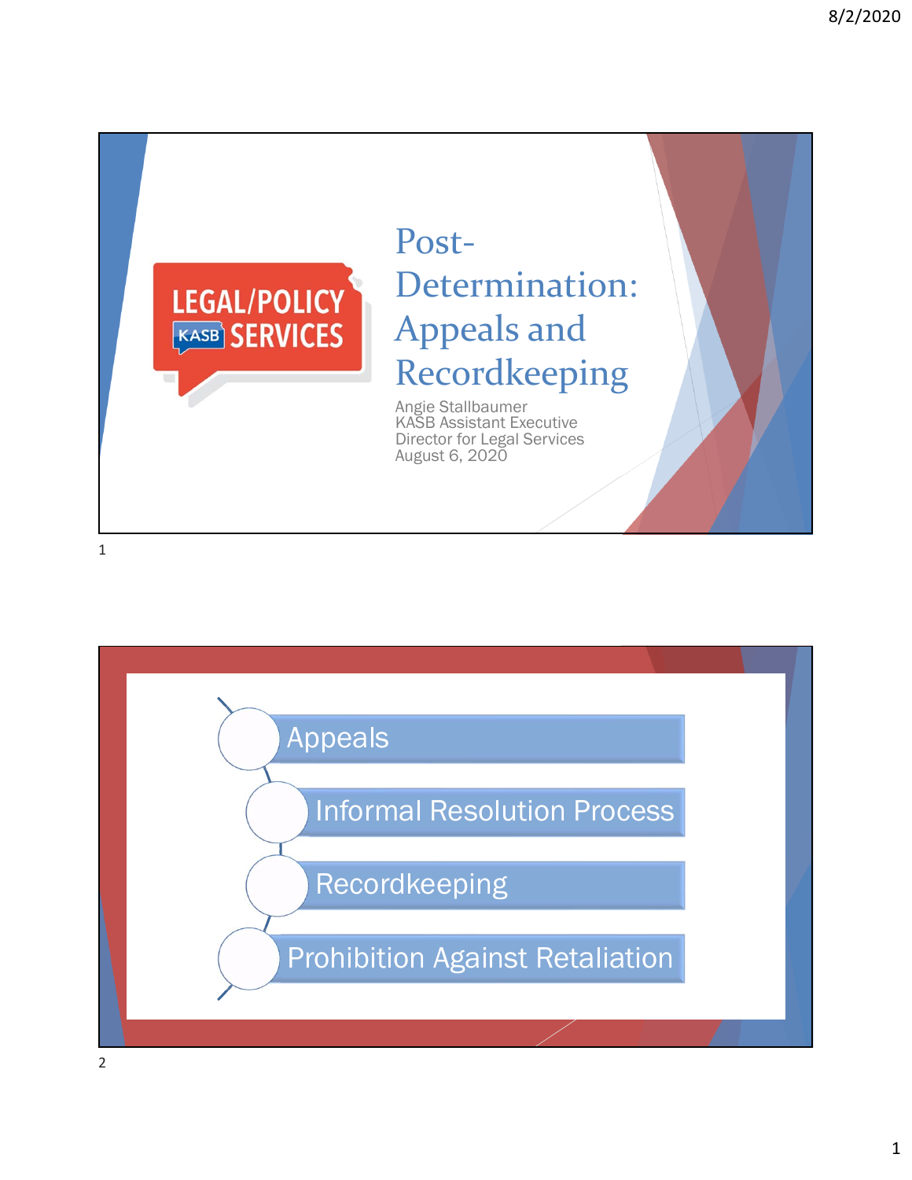# Post-Determination: Appeals and Recordkeeping

LEGAL/POLICY KASB SERVICES

Angie Stallbaumer
KASB Assistant Executive Director for Legal Services
August 6, 2020

- Appeals
- Informal Resolution Process
- Recordkeeping
- Prohibition Against Retaliation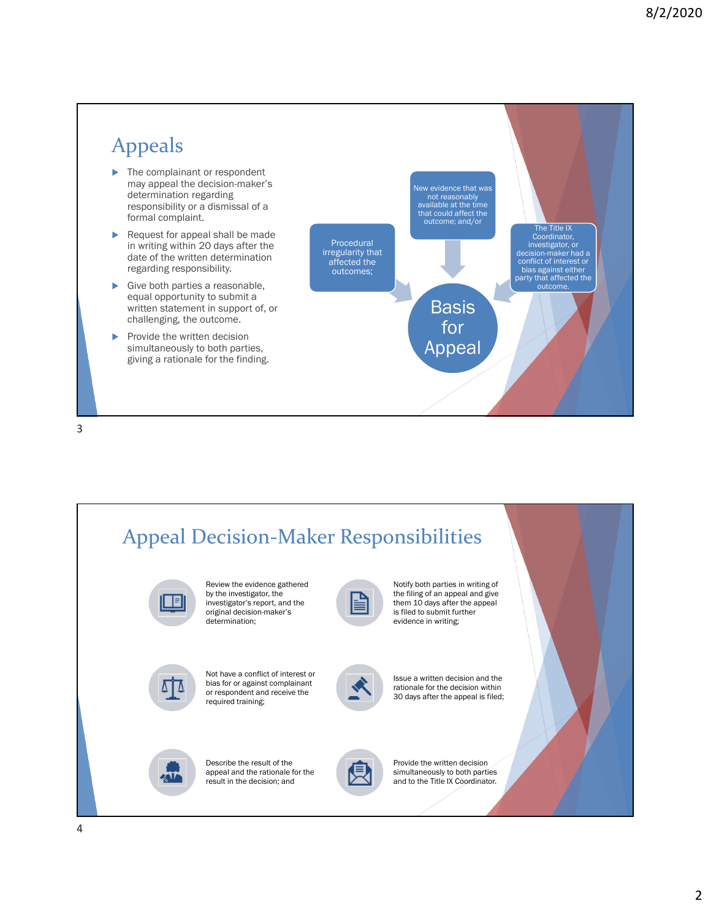## Appeals

- The complainant or respondent may appeal the decision-maker's determination regarding responsibility or a dismissal of a formal complaint.
- Request for appeal shall be made in writing within 20 days after the date of the written determination regarding responsibility.
- Give both parties a reasonable, equal opportunity to submit a written statement in support of, or challenging, the outcome.
- Provide the written decision simultaneously to both parties, giving a rationale for the finding.

**Basis for Appeal**

- Procedural irregularity that affected the outcomes;
- New evidence that was not reasonably available at the time that could affect the outcome; and/or
- The Title IX Coordinator, investigator, or decision-maker had a conflict of interest or bias against either party that affected the outcome.

## Appeal Decision-Maker Responsibilities

- Review the evidence gathered by the investigator, the investigator's report, and the original decision-maker's determination;
- Notify both parties in writing of the filing of an appeal and give them 10 days after the appeal is filed to submit further evidence in writing;
- Not have a conflict of interest or bias for or against complainant or respondent and receive the required training;
- Issue a written decision and the rationale for the decision within 30 days after the appeal is filed;
- Describe the result of the appeal and the rationale for the result in the decision; and
- Provide the written decision simultaneously to both parties and to the Title IX Coordinator.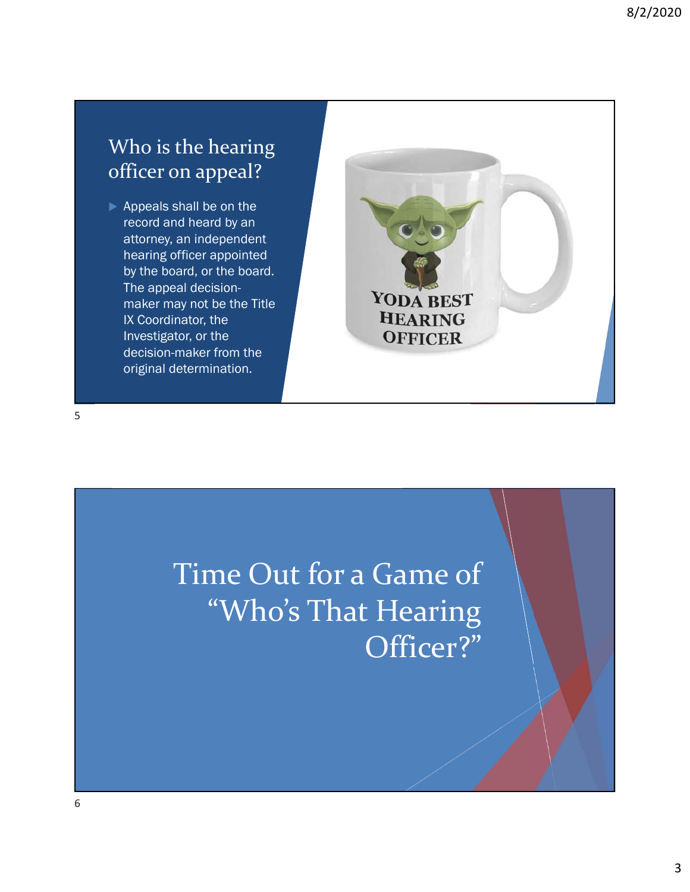## Who is the hearing officer on appeal?

- Appeals shall be on the record and heard by an attorney, an independent hearing officer appointed by the board, or the board. The appeal decision-maker may not be the Title IX Coordinator, the Investigator, or the decision-maker from the original determination.

YODA BEST HEARING OFFICER

## Time Out for a Game of "Who's That Hearing Officer?"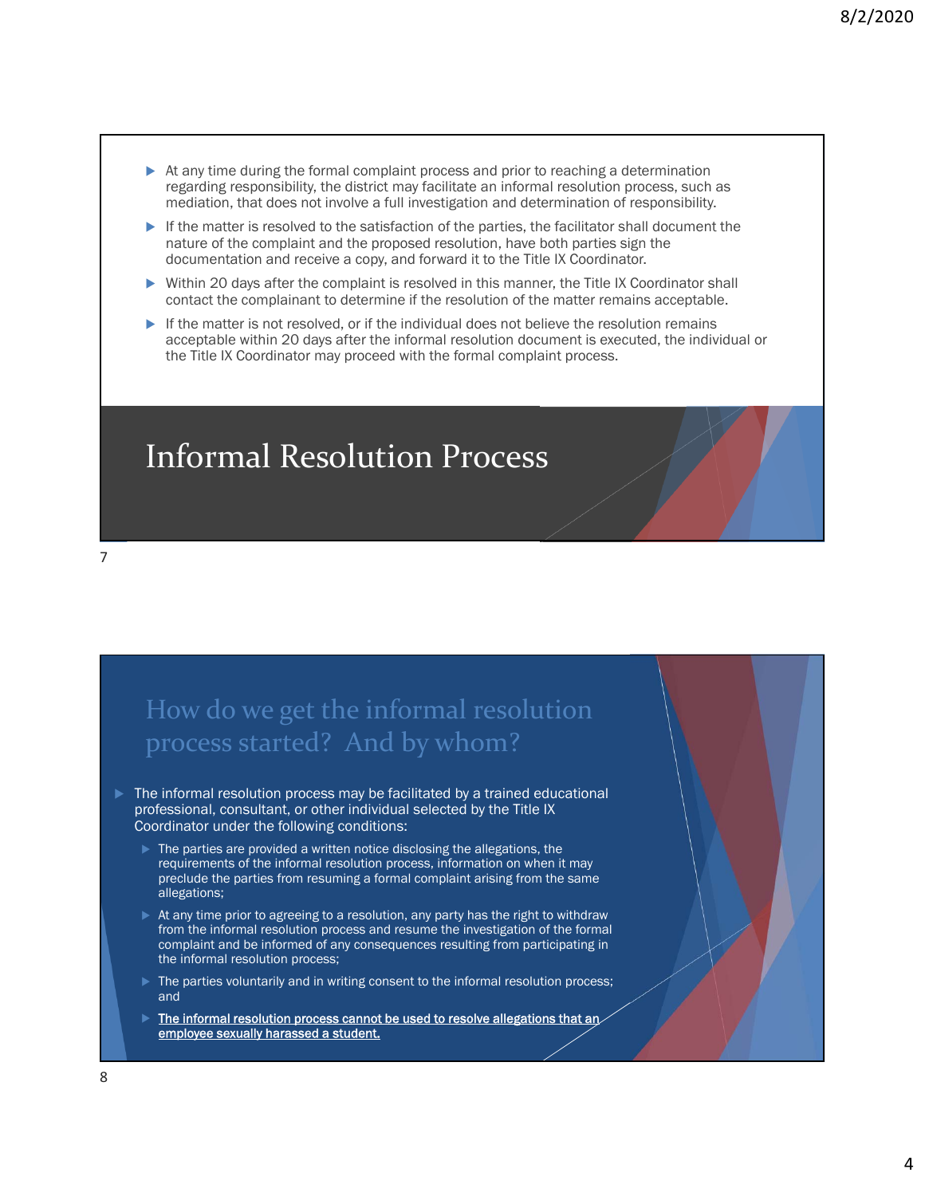- At any time during the formal complaint process and prior to reaching a determination regarding responsibility, the district may facilitate an informal resolution process, such as mediation, that does not involve a full investigation and determination of responsibility.
- If the matter is resolved to the satisfaction of the parties, the facilitator shall document the nature of the complaint and the proposed resolution, have both parties sign the documentation and receive a copy, and forward it to the Title IX Coordinator.
- Within 20 days after the complaint is resolved in this manner, the Title IX Coordinator shall contact the complainant to determine if the resolution of the matter remains acceptable.
- If the matter is not resolved, or if the individual does not believe the resolution remains acceptable within 20 days after the informal resolution document is executed, the individual or the Title IX Coordinator may proceed with the formal complaint process.

# Informal Resolution Process

## How do we get the informal resolution process started? And by whom?

- The informal resolution process may be facilitated by a trained educational professional, consultant, or other individual selected by the Title IX Coordinator under the following conditions:
  - The parties are provided a written notice disclosing the allegations, the requirements of the informal resolution process, information on when it may preclude the parties from resuming a formal complaint arising from the same allegations;
  - At any time prior to agreeing to a resolution, any party has the right to withdraw from the informal resolution process and resume the investigation of the formal complaint and be informed of any consequences resulting from participating in the informal resolution process;
  - The parties voluntarily and in writing consent to the informal resolution process; and
  - **The informal resolution process cannot be used to resolve allegations that an employee sexually harassed a student.**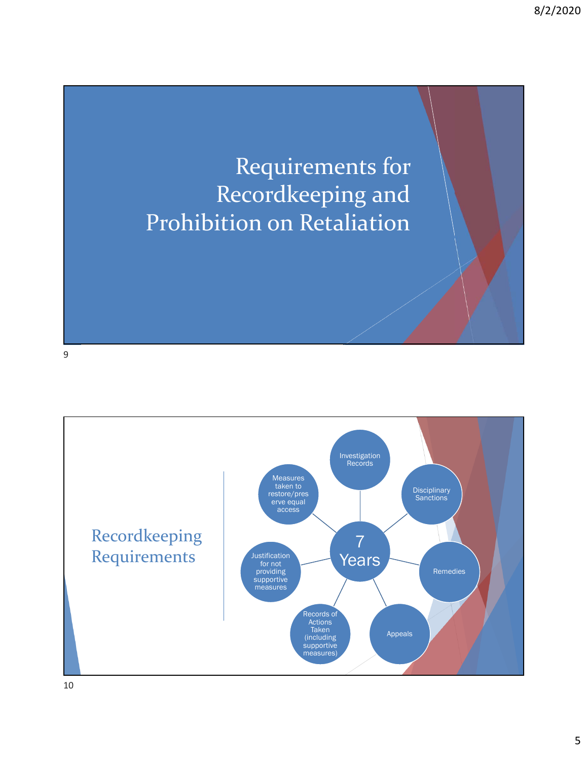# Requirements for Recordkeeping and Prohibition on Retaliation

## Recordkeeping Requirements

7 Years

- Investigation Records
- Disciplinary Sanctions
- Remedies
- Appeals
- Records of Actions Taken (including supportive measures)
- Justification for not providing supportive measures
- Measures taken to restore/preserve equal access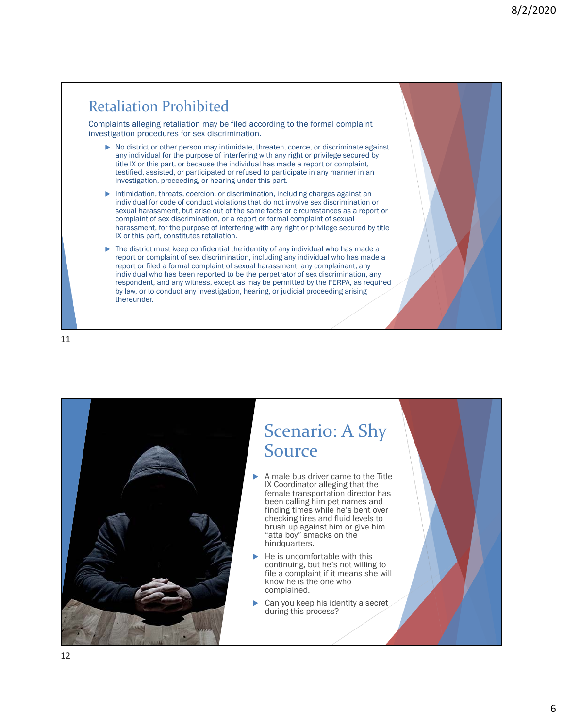## Retaliation Prohibited

Complaints alleging retaliation may be filed according to the formal complaint investigation procedures for sex discrimination.

- No district or other person may intimidate, threaten, coerce, or discriminate against any individual for the purpose of interfering with any right or privilege secured by title IX or this part, or because the individual has made a report or complaint, testified, assisted, or participated or refused to participate in any manner in an investigation, proceeding, or hearing under this part.
- Intimidation, threats, coercion, or discrimination, including charges against an individual for code of conduct violations that do not involve sex discrimination or sexual harassment, but arise out of the same facts or circumstances as a report or complaint of sex discrimination, or a report or formal complaint of sexual harassment, for the purpose of interfering with any right or privilege secured by title IX or this part, constitutes retaliation.
- The district must keep confidential the identity of any individual who has made a report or complaint of sex discrimination, including any individual who has made a report or filed a formal complaint of sexual harassment, any complainant, any individual who has been reported to be the perpetrator of sex discrimination, any respondent, and any witness, except as may be permitted by the FERPA, as required by law, or to conduct any investigation, hearing, or judicial proceeding arising thereunder.

## Scenario: A Shy Source

- A male bus driver came to the Title IX Coordinator alleging that the female transportation director has been calling him pet names and finding times while he's bent over checking tires and fluid levels to brush up against him or give him "atta boy" smacks on the hindquarters.
- He is uncomfortable with this continuing, but he's not willing to file a complaint if it means she will know he is the one who complained.
- Can you keep his identity a secret during this process?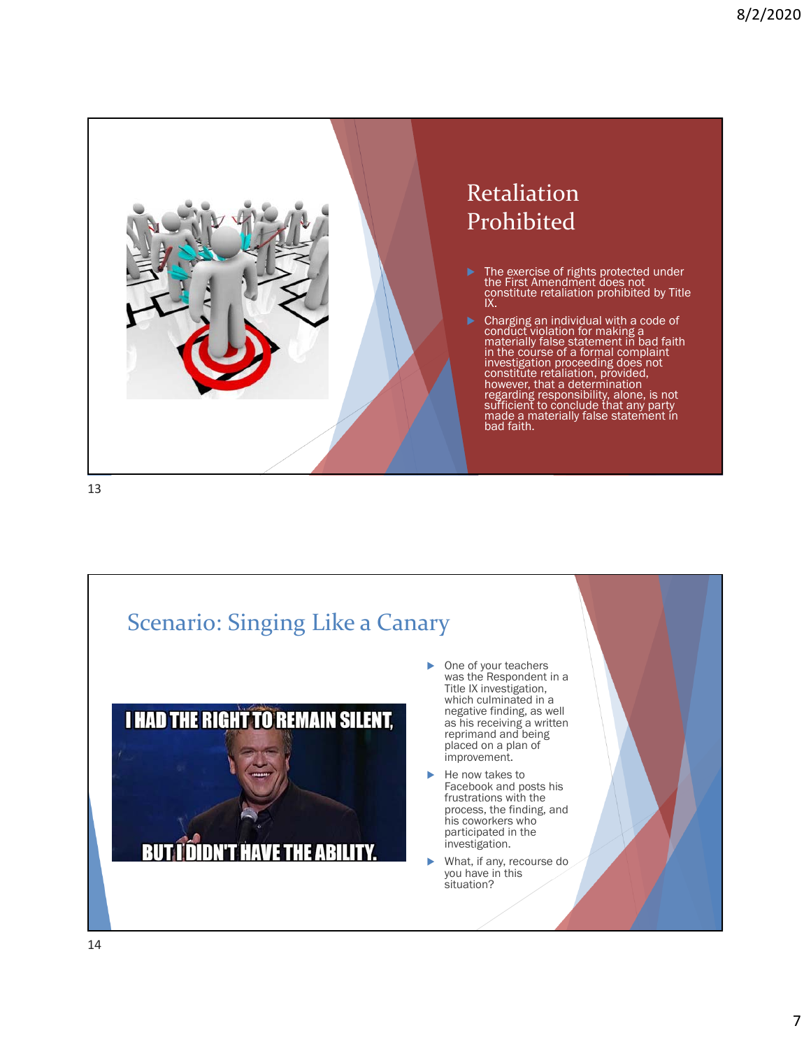## Retaliation Prohibited

- The exercise of rights protected under the First Amendment does not constitute retaliation prohibited by Title IX.
- Charging an individual with a code of conduct violation for making a materially false statement in bad faith in the course of a formal complaint investigation proceeding does not constitute retaliation, provided, however, that a determination regarding responsibility, alone, is not sufficient to conclude that any party made a materially false statement in bad faith.

## Scenario: Singing Like a Canary

- One of your teachers was the Respondent in a Title IX investigation, which culminated in a negative finding, as well as his receiving a written reprimand and being placed on a plan of improvement.
- He now takes to Facebook and posts his frustrations with the process, the finding, and his coworkers who participated in the investigation.
- What, if any, recourse do you have in this situation?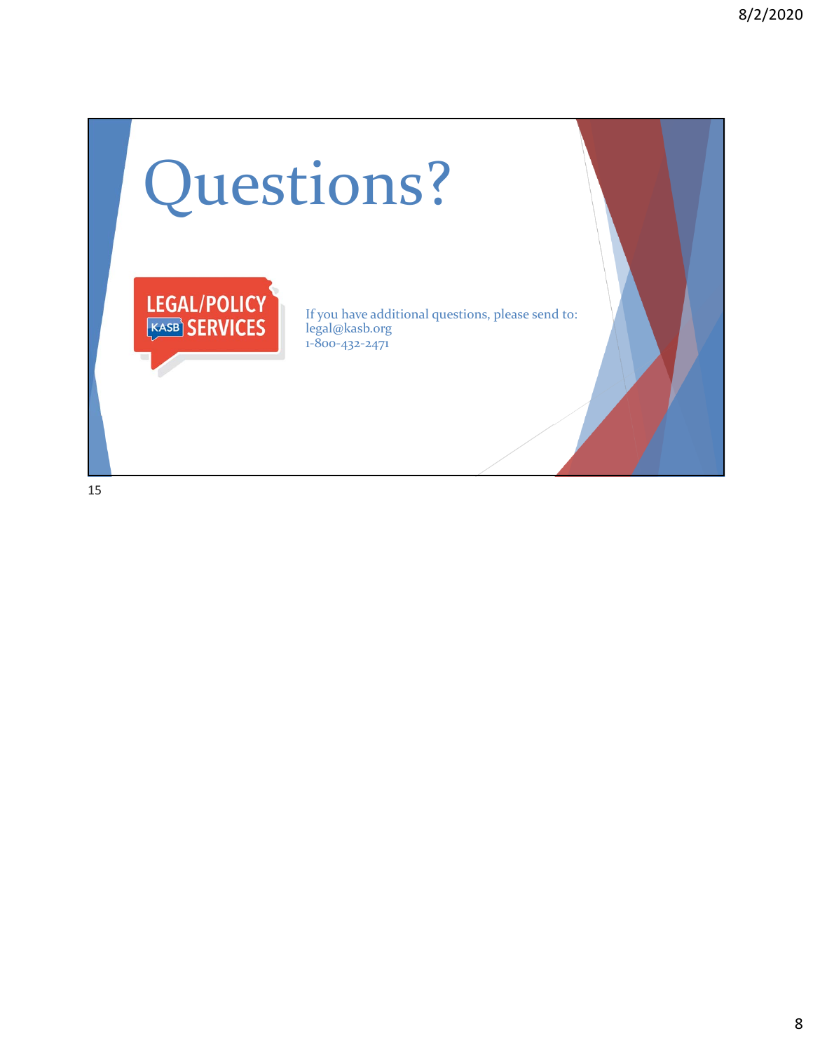# Questions?

LEGAL/POLICY KASB SERVICES

If you have additional questions, please send to:
legal@kasb.org
1-800-432-2471